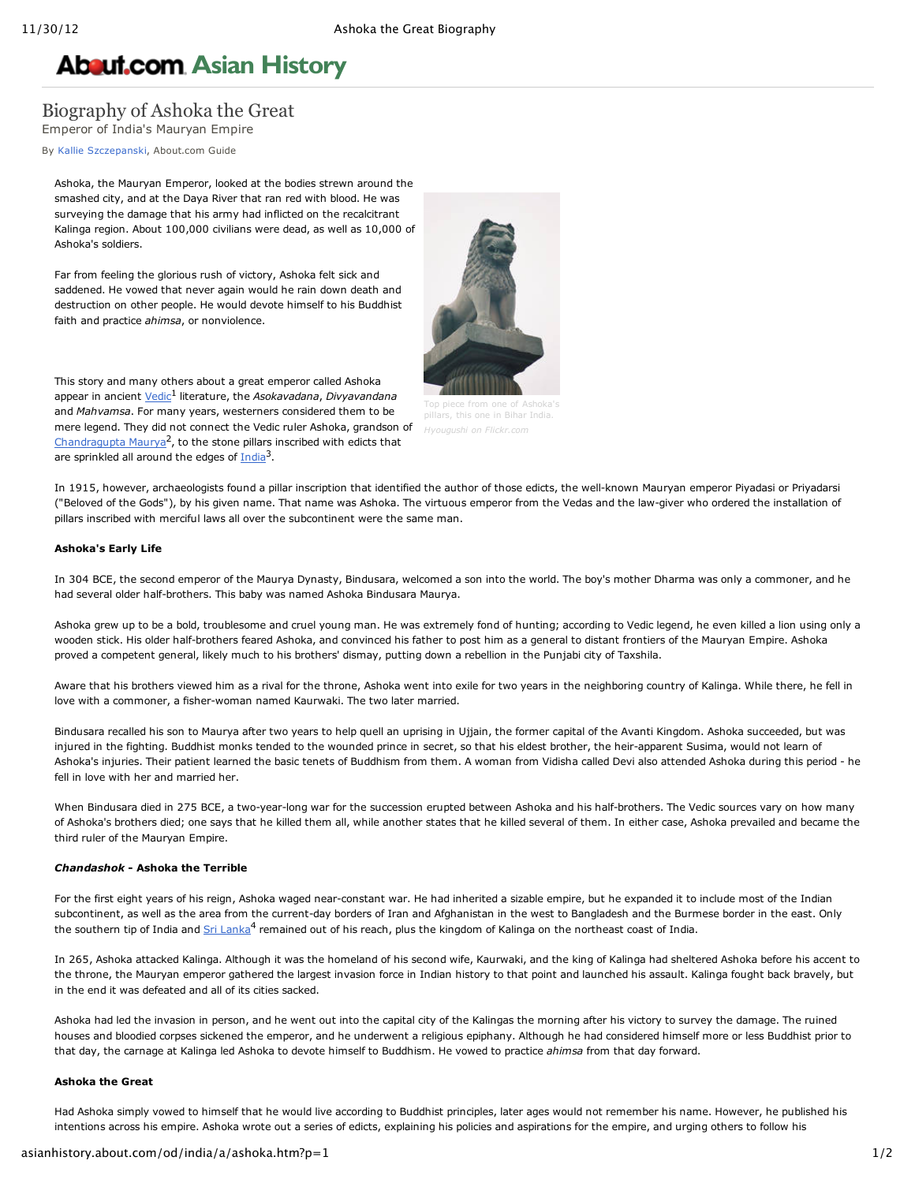# Biography of Ashoka the Great

Emperor of India's Mauryan Empire

By Kallie Szczepanski, About.com Guide

Ashoka, the Mauryan Emperor, looked at the bodies strewn around the smashed city, and at the Daya River that ran red with blood. He was surveying the damage that his army had inflicted on the recalcitrant Kalinga region. About 100,000 civilians were dead, as well as 10,000 of Ashoka's soldiers.

Far from feeling the glorious rush of victory, Ashoka felt sick and saddened. He vowed that never again would he rain down death and destruction on other people. He would devote himself to his Buddhist faith and practice *ahimsa*, or nonviolence.

Top piece from one of Ashoka's pillars, this one in Bihar India. *Hyougushi on Flickr.com*

This story and many others about a great emperor called Ashoka appear in ancient Vedic[1] literature, the *Asokavadana*, *Divyavandana* and *Mahvamsa*. For many years, westerners considered them to be mere legend. They did not connect the Vedic ruler Ashoka, grandson of Chandragupta Maurya[2], to the stone pillars inscribed with edicts that are sprinkled all around the edges of India[3].

In 1915, however, archaeologists found a pillar inscription that identified the author of those edicts, the well-known Mauryan emperor Piyadasi or Priyadarsi ("Beloved of the Gods"), by his given name. That name was Ashoka. The virtuous emperor from the Vedas and the law-giver who ordered the installation of pillars inscribed with merciful laws all over the subcontinent were the same man.

#### Ashoka's Early Life

In 304 BCE, the second emperor of the Maurya Dynasty, Bindusara, welcomed a son into the world. The boy's mother Dharma was only a commoner, and he had several older half-brothers. This baby was named Ashoka Bindusara Maurya.

Ashoka grew up to be a bold, troublesome and cruel young man. He was extremely fond of hunting; according to Vedic legend, he even killed a lion using only a wooden stick. His older half-brothers feared Ashoka, and convinced his father to post him as a general to distant frontiers of the Mauryan Empire. Ashoka proved a competent general, likely much to his brothers' dismay, putting down a rebellion in the Punjabi city of Taxshila.

Aware that his brothers viewed him as a rival for the throne, Ashoka went into exile for two years in the neighboring country of Kalinga. While there, he fell in love with a commoner, a fisher-woman named Kaurwaki. The two later married.

Bindusara recalled his son to Maurya after two years to help quell an uprising in Ujjain, the former capital of the Avanti Kingdom. Ashoka succeeded, but was injured in the fighting. Buddhist monks tended to the wounded prince in secret, so that his eldest brother, the heir-apparent Susima, would not learn of Ashoka's injuries. Their patient learned the basic tenets of Buddhism from them. A woman from Vidisha called Devi also attended Ashoka during this period - he fell in love with her and married her.

When Bindusara died in 275 BCE, a two-year-long war for the succession erupted between Ashoka and his half-brothers. The Vedic sources vary on how many of Ashoka's brothers died; one says that he killed them all, while another states that he killed several of them. In either case, Ashoka prevailed and became the third ruler of the Mauryan Empire.

#### *Chandashok* - Ashoka the Terrible

For the first eight years of his reign, Ashoka waged near-constant war. He had inherited a sizable empire, but he expanded it to include most of the Indian subcontinent, as well as the area from the current-day borders of Iran and Afghanistan in the west to Bangladesh and the Burmese border in the east. Only the southern tip of India and Sri Lanka[4] remained out of his reach, plus the kingdom of Kalinga on the northeast coast of India.

In 265, Ashoka attacked Kalinga. Although it was the homeland of his second wife, Kaurwaki, and the king of Kalinga had sheltered Ashoka before his accent to the throne, the Mauryan emperor gathered the largest invasion force in Indian history to that point and launched his assault. Kalinga fought back bravely, but in the end it was defeated and all of its cities sacked.

Ashoka had led the invasion in person, and he went out into the capital city of the Kalingas the morning after his victory to survey the damage. The ruined houses and bloodied corpses sickened the emperor, and he underwent a religious epiphany. Although he had considered himself more or less Buddhist prior to that day, the carnage at Kalinga led Ashoka to devote himself to Buddhism. He vowed to practice *ahimsa* from that day forward.

#### Ashoka the Great

Had Ashoka simply vowed to himself that he would live according to Buddhist principles, later ages would not remember his name. However, he published his intentions across his empire. Ashoka wrote out a series of edicts, explaining his policies and aspirations for the empire, and urging others to follow his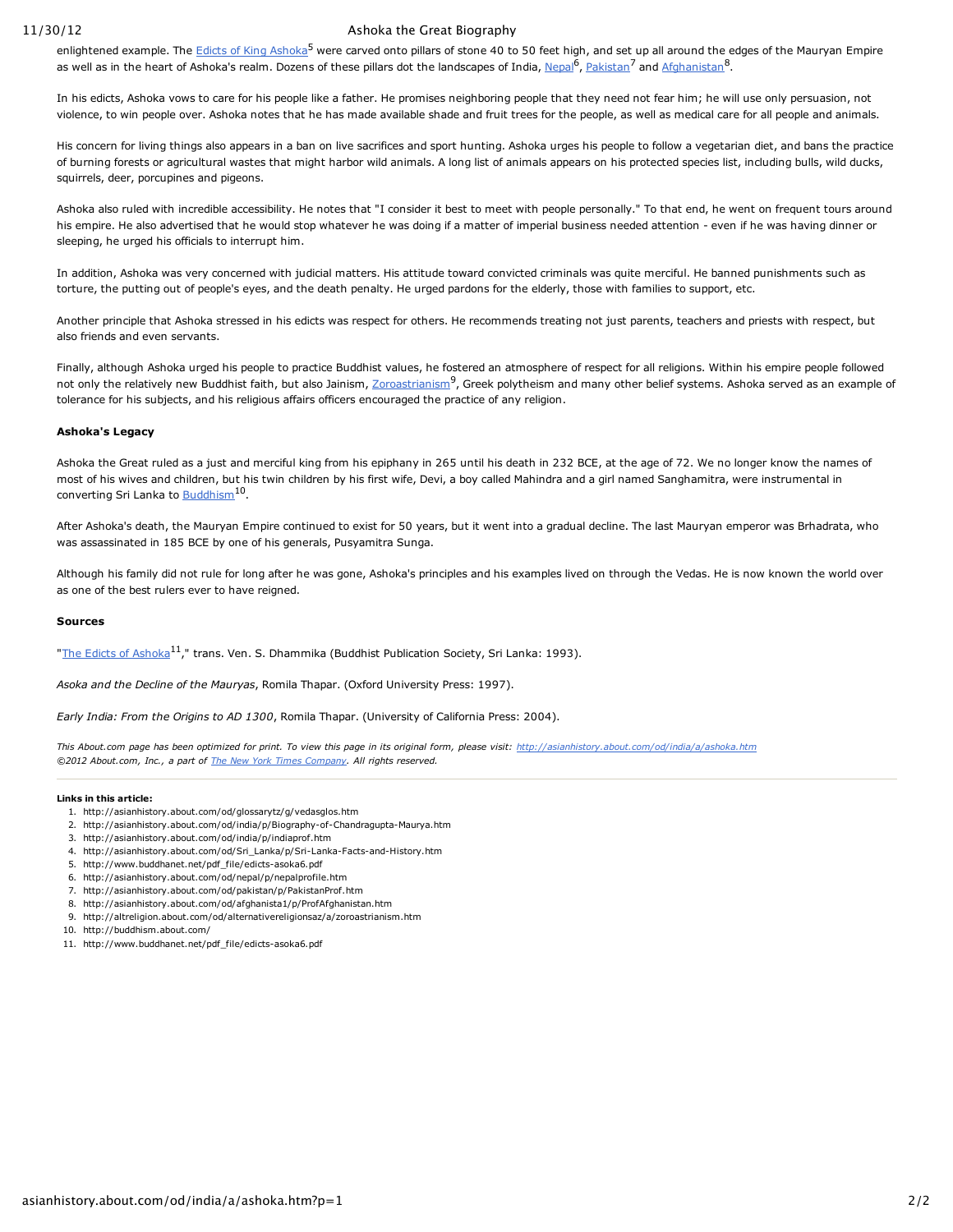enlightened example. The Edicts of King Ashoka[5] were carved onto pillars of stone 40 to 50 feet high, and set up all around the edges of the Mauryan Empire as well as in the heart of Ashoka's realm. Dozens of these pillars dot the landscapes of India, Nepal[6], Pakistan[7] and Afghanistan[8].

In his edicts, Ashoka vows to care for his people like a father. He promises neighboring people that they need not fear him; he will use only persuasion, not violence, to win people over. Ashoka notes that he has made available shade and fruit trees for the people, as well as medical care for all people and animals.

His concern for living things also appears in a ban on live sacrifices and sport hunting. Ashoka urges his people to follow a vegetarian diet, and bans the practice of burning forests or agricultural wastes that might harbor wild animals. A long list of animals appears on his protected species list, including bulls, wild ducks, squirrels, deer, porcupines and pigeons.

Ashoka also ruled with incredible accessibility. He notes that "I consider it best to meet with people personally." To that end, he went on frequent tours around his empire. He also advertised that he would stop whatever he was doing if a matter of imperial business needed attention - even if he was having dinner or sleeping, he urged his officials to interrupt him.

In addition, Ashoka was very concerned with judicial matters. His attitude toward convicted criminals was quite merciful. He banned punishments such as torture, the putting out of people's eyes, and the death penalty. He urged pardons for the elderly, those with families to support, etc.

Another principle that Ashoka stressed in his edicts was respect for others. He recommends treating not just parents, teachers and priests with respect, but also friends and even servants.

Finally, although Ashoka urged his people to practice Buddhist values, he fostered an atmosphere of respect for all religions. Within his empire people followed not only the relatively new Buddhist faith, but also Jainism, Zoroastrianism[9], Greek polytheism and many other belief systems. Ashoka served as an example of tolerance for his subjects, and his religious affairs officers encouraged the practice of any religion.

**Ashoka's Legacy**

Ashoka the Great ruled as a just and merciful king from his epiphany in 265 until his death in 232 BCE, at the age of 72. We no longer know the names of most of his wives and children, but his twin children by his first wife, Devi, a boy called Mahindra and a girl named Sanghamitra, were instrumental in converting Sri Lanka to Buddhism[10].

After Ashoka's death, the Mauryan Empire continued to exist for 50 years, but it went into a gradual decline. The last Mauryan emperor was Brhadrata, who was assassinated in 185 BCE by one of his generals, Pusyamitra Sunga.

Although his family did not rule for long after he was gone, Ashoka's principles and his examples lived on through the Vedas. He is now known the world over as one of the best rulers ever to have reigned.

**Sources**

"The Edicts of Ashoka[11]," trans. Ven. S. Dhammika (Buddhist Publication Society, Sri Lanka: 1993).

*Asoka and the Decline of the Mauryas*, Romila Thapar. (Oxford University Press: 1997).

*Early India: From the Origins to AD 1300*, Romila Thapar. (University of California Press: 2004).

*This About.com page has been optimized for print. To view this page in its original form, please visit: http://asianhistory.about.com/od/india/a/ashoka.htm*
*©2012 About.com, Inc., a part of The New York Times Company. All rights reserved.*

---

**Links in this article:**

1. http://asianhistory.about.com/od/glossarytz/g/vedasglos.htm
2. http://asianhistory.about.com/od/india/p/Biography-of-Chandragupta-Maurya.htm
3. http://asianhistory.about.com/od/india/p/indiaprof.htm
4. http://asianhistory.about.com/od/Sri_Lanka/p/Sri-Lanka-Facts-and-History.htm
5. http://www.buddhanet.net/pdf_file/edicts-asoka6.pdf
6. http://asianhistory.about.com/od/nepal/p/nepalprofile.htm
7. http://asianhistory.about.com/od/pakistan/p/PakistanProf.htm
8. http://asianhistory.about.com/od/afghanista1/p/ProfAfghanistan.htm
9. http://altreligion.about.com/od/alternativereligionsaz/a/zoroastrianism.htm
10. http://buddhism.about.com/
11. http://www.buddhanet.net/pdf_file/edicts-asoka6.pdf